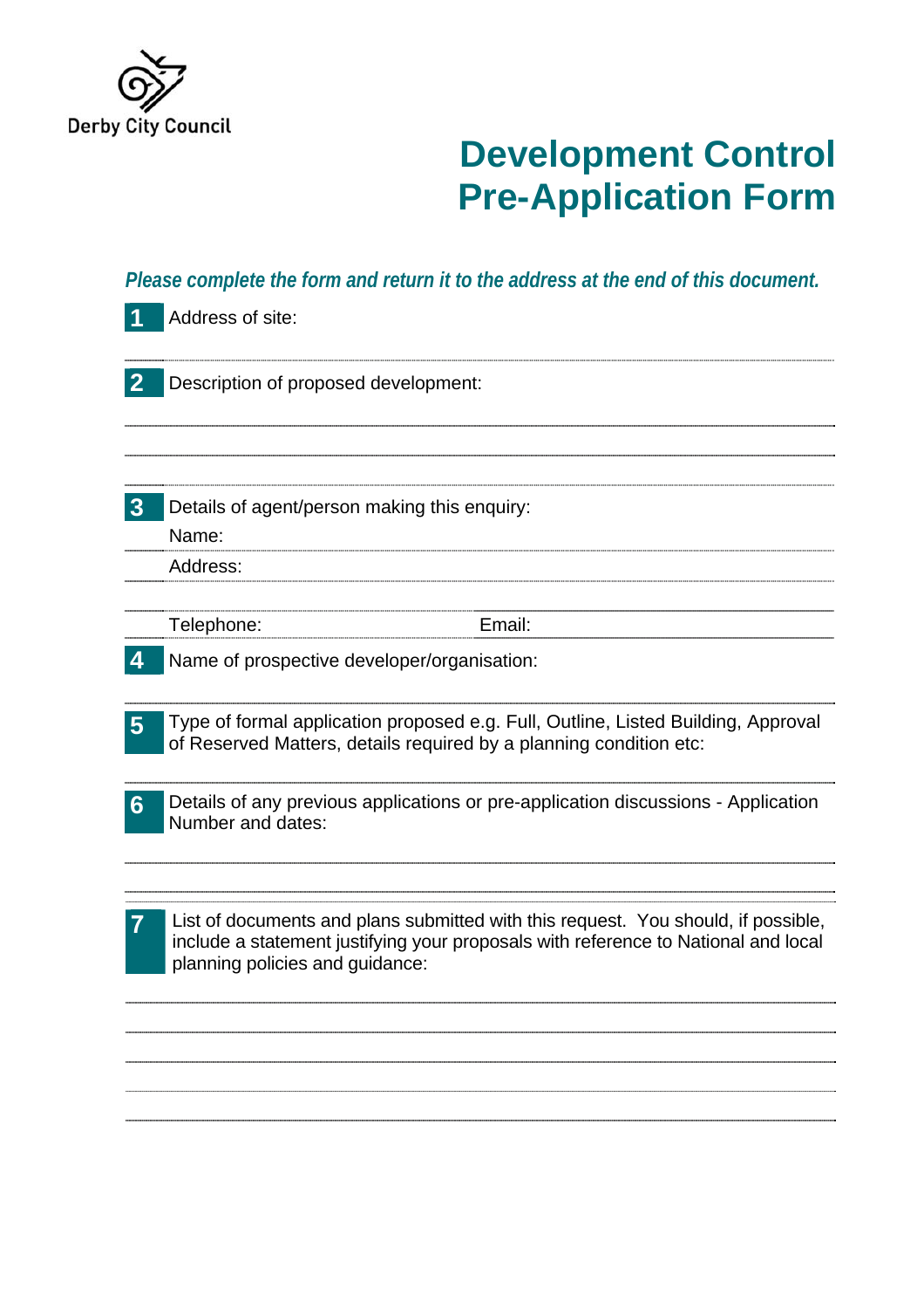Derby City Council

# Development Control Pre-Application Form

***Please complete the form and return it to the address at the end of this document.***

**1** Address of site:

**2** Description of proposed development:

**3** Details of agent/person making this enquiry:

Name:

Address:

Telephone: Email:

**4** Name of prospective developer/organisation:

**5** Type of formal application proposed e.g. Full, Outline, Listed Building, Approval of Reserved Matters, details required by a planning condition etc:

**6** Details of any previous applications or pre-application discussions - Application Number and dates:

**7** List of documents and plans submitted with this request. You should, if possible, include a statement justifying your proposals with reference to National and local planning policies and guidance: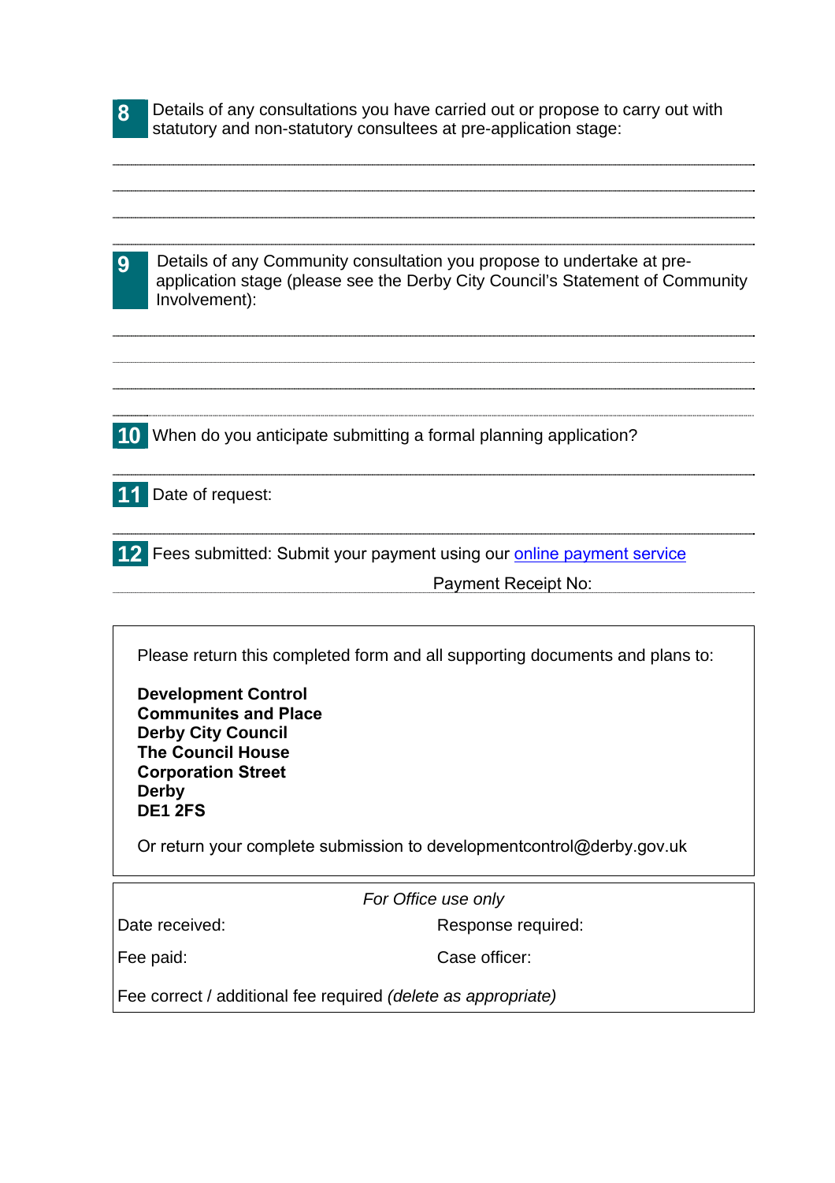**8** Details of any consultations you have carried out or propose to carry out with statutory and non-statutory consultees at pre-application stage:

**9** Details of any Community consultation you propose to undertake at pre-application stage (please see the Derby City Council's Statement of Community Involvement):

**10** When do you anticipate submitting a formal planning application?

**11** Date of request:

**12** Fees submitted: Submit your payment using our [online payment service]

Payment Receipt No:

Please return this completed form and all supporting documents and plans to:

**Development Control**
**Communites and Place**
**Derby City Council**
**The Council House**
**Corporation Street**
**Derby**
**DE1 2FS**

Or return your complete submission to developmentcontrol@derby.gov.uk

*For Office use only*

| | |
|---|---|
| Date received: | Response required: |
| Fee paid: | Case officer: |

Fee correct / additional fee required *(delete as appropriate)*